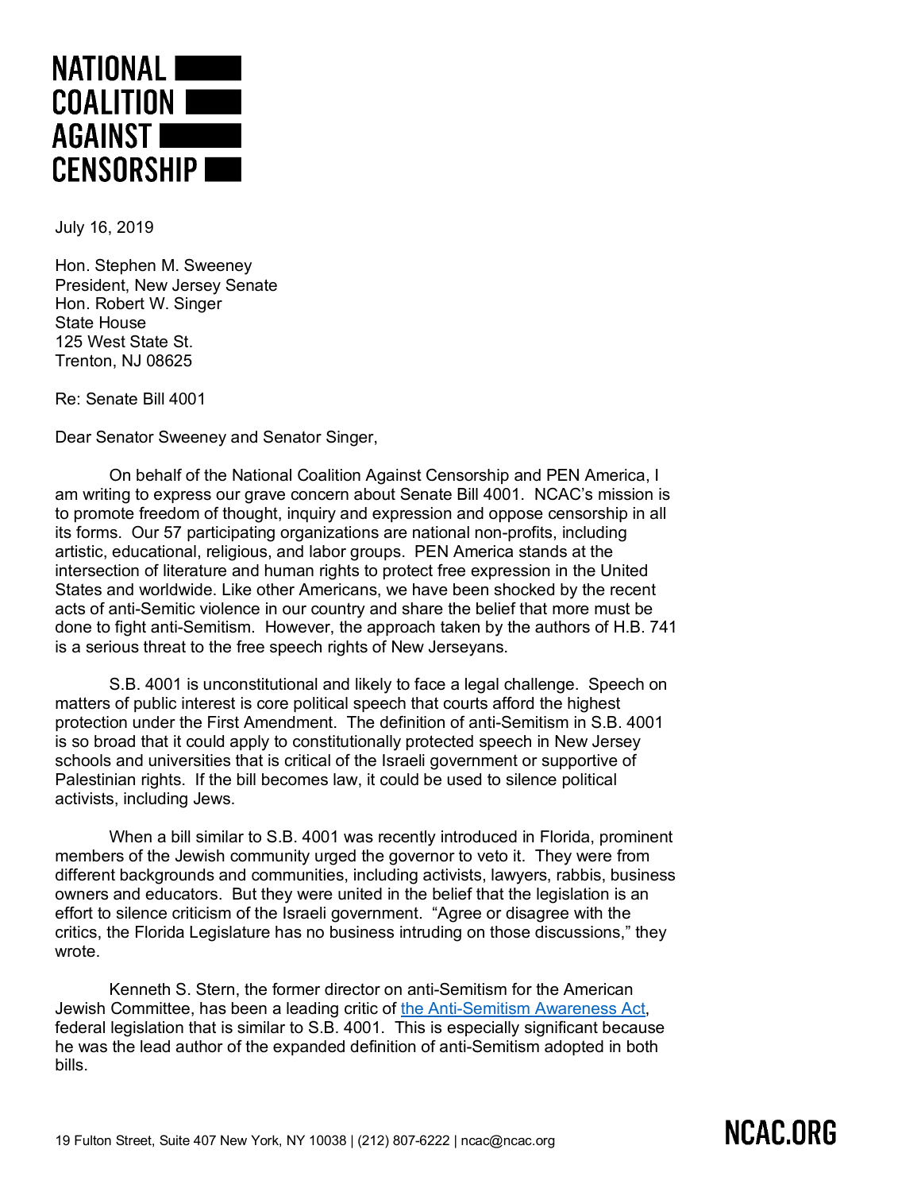# NATIONAL COALITION AGAINST CENSORSHIP

July 16, 2019

Hon. Stephen M. Sweeney
President, New Jersey Senate
Hon. Robert W. Singer
State House
125 West State St.
Trenton, NJ 08625

Re: Senate Bill 4001

Dear Senator Sweeney and Senator Singer,

On behalf of the National Coalition Against Censorship and PEN America, I am writing to express our grave concern about Senate Bill 4001. NCAC's mission is to promote freedom of thought, inquiry and expression and oppose censorship in all its forms. Our 57 participating organizations are national non-profits, including artistic, educational, religious, and labor groups. PEN America stands at the intersection of literature and human rights to protect free expression in the United States and worldwide. Like other Americans, we have been shocked by the recent acts of anti-Semitic violence in our country and share the belief that more must be done to fight anti-Semitism. However, the approach taken by the authors of H.B. 741 is a serious threat to the free speech rights of New Jerseyans.

S.B. 4001 is unconstitutional and likely to face a legal challenge. Speech on matters of public interest is core political speech that courts afford the highest protection under the First Amendment. The definition of anti-Semitism in S.B. 4001 is so broad that it could apply to constitutionally protected speech in New Jersey schools and universities that is critical of the Israeli government or supportive of Palestinian rights. If the bill becomes law, it could be used to silence political activists, including Jews.

When a bill similar to S.B. 4001 was recently introduced in Florida, prominent members of the Jewish community urged the governor to veto it. They were from different backgrounds and communities, including activists, lawyers, rabbis, business owners and educators. But they were united in the belief that the legislation is an effort to silence criticism of the Israeli government. "Agree or disagree with the critics, the Florida Legislature has no business intruding on those discussions," they wrote.

Kenneth S. Stern, the former director on anti-Semitism for the American Jewish Committee, has been a leading critic of the Anti-Semitism Awareness Act, federal legislation that is similar to S.B. 4001. This is especially significant because he was the lead author of the expanded definition of anti-Semitism adopted in both bills.

19 Fulton Street, Suite 407 New York, NY 10038 | (212) 807-6222 | ncac@ncac.org NCAC.ORG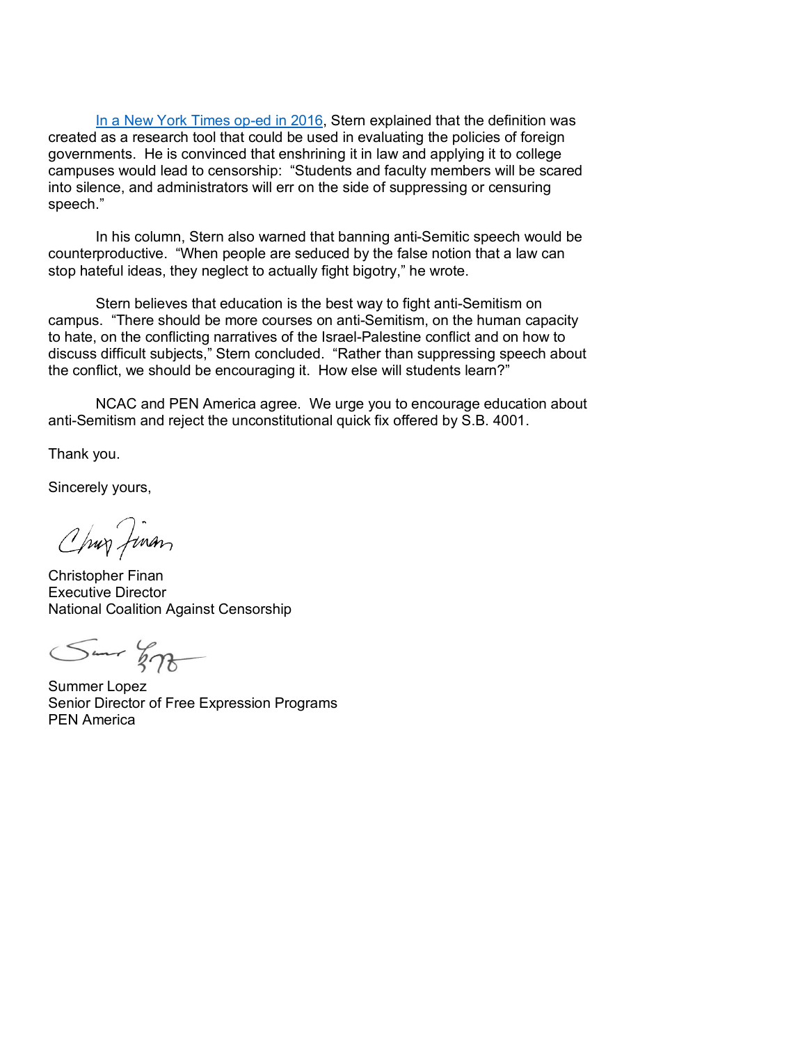In a New York Times op-ed in 2016, Stern explained that the definition was created as a research tool that could be used in evaluating the policies of foreign governments. He is convinced that enshrining it in law and applying it to college campuses would lead to censorship: "Students and faculty members will be scared into silence, and administrators will err on the side of suppressing or censuring speech."

In his column, Stern also warned that banning anti-Semitic speech would be counterproductive. "When people are seduced by the false notion that a law can stop hateful ideas, they neglect to actually fight bigotry," he wrote.

Stern believes that education is the best way to fight anti-Semitism on campus. "There should be more courses on anti-Semitism, on the human capacity to hate, on the conflicting narratives of the Israel-Palestine conflict and on how to discuss difficult subjects," Stern concluded. "Rather than suppressing speech about the conflict, we should be encouraging it. How else will students learn?"

NCAC and PEN America agree. We urge you to encourage education about anti-Semitism and reject the unconstitutional quick fix offered by S.B. 4001.

Thank you.

Sincerely yours,

Christopher Finan
Executive Director
National Coalition Against Censorship

Summer Lopez
Senior Director of Free Expression Programs
PEN America